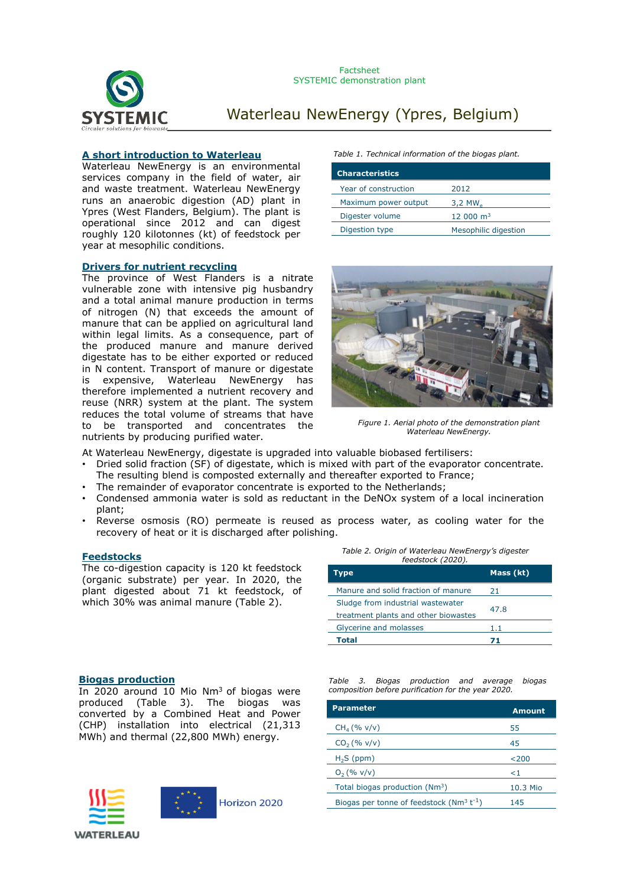Factsheet
SYSTEMIC demonstration plant

# Waterleau NewEnergy (Ypres, Belgium)

## A short introduction to Waterleau

Waterleau NewEnergy is an environmental services company in the field of water, air and waste treatment. Waterleau NewEnergy runs an anaerobic digestion (AD) plant in Ypres (West Flanders, Belgium). The plant is operational since 2012 and can digest roughly 120 kilotonnes (kt) of feedstock per year at mesophilic conditions.

*Table 1. Technical information of the biogas plant.*

| Characteristics | |
|---|---|
| Year of construction | 2012 |
| Maximum power output | 3,2 $MW_e$ |
| Digester volume | 12 000 $m^3$ |
| Digestion type | Mesophilic digestion |

## Drivers for nutrient recycling

The province of West Flanders is a nitrate vulnerable zone with intensive pig husbandry and a total animal manure production in terms of nitrogen (N) that exceeds the amount of manure that can be applied on agricultural land within legal limits. As a consequence, part of the produced manure and manure derived digestate has to be either exported or reduced in N content. Transport of manure or digestate is expensive, Waterleau NewEnergy has therefore implemented a nutrient recovery and reuse (NRR) system at the plant. The system reduces the total volume of streams that have to be transported and concentrates the nutrients by producing purified water.

*Figure 1. Aerial photo of the demonstration plant Waterleau NewEnergy.*

At Waterleau NewEnergy, digestate is upgraded into valuable biobased fertilisers:

- Dried solid fraction (SF) of digestate, which is mixed with part of the evaporator concentrate. The resulting blend is composted externally and thereafter exported to France;
- The remainder of evaporator concentrate is exported to the Netherlands;
- Condensed ammonia water is sold as reductant in the DeNOx system of a local incineration plant;
- Reverse osmosis (RO) permeate is reused as process water, as cooling water for the recovery of heat or it is discharged after polishing.

## Feedstocks

The co-digestion capacity is 120 kt feedstock (organic substrate) per year. In 2020, the plant digested about 71 kt feedstock, of which 30% was animal manure (Table 2).

*Table 2. Origin of Waterleau NewEnergy's digester feedstock (2020).*

| Type | Mass (kt) |
|---|---|
| Manure and solid fraction of manure | 21 |
| Sludge from industrial wastewater treatment plants and other biowastes | 47.8 |
| Glycerine and molasses | 1.1 |
| **Total** | **71** |

## Biogas production

In 2020 around 10 Mio $Nm^3$ of biogas were produced (Table 3). The biogas was converted by a Combined Heat and Power (CHP) installation into electrical (21,313 MWh) and thermal (22,800 MWh) energy.

*Table 3. Biogas production and average biogas composition before purification for the year 2020.*

| Parameter | Amount |
|---|---|
| $CH_4$ (% v/v) | 55 |
| $CO_2$ (% v/v) | 45 |
| $H_2S$ (ppm) | <200 |
| $O_2$ (% v/v) | <1 |
| Total biogas production ($Nm^3$) | 10.3 Mio |
| Biogas per tonne of feedstock ($Nm^3$ $t^{-1}$) | 145 |

WATERLEAU

Horizon 2020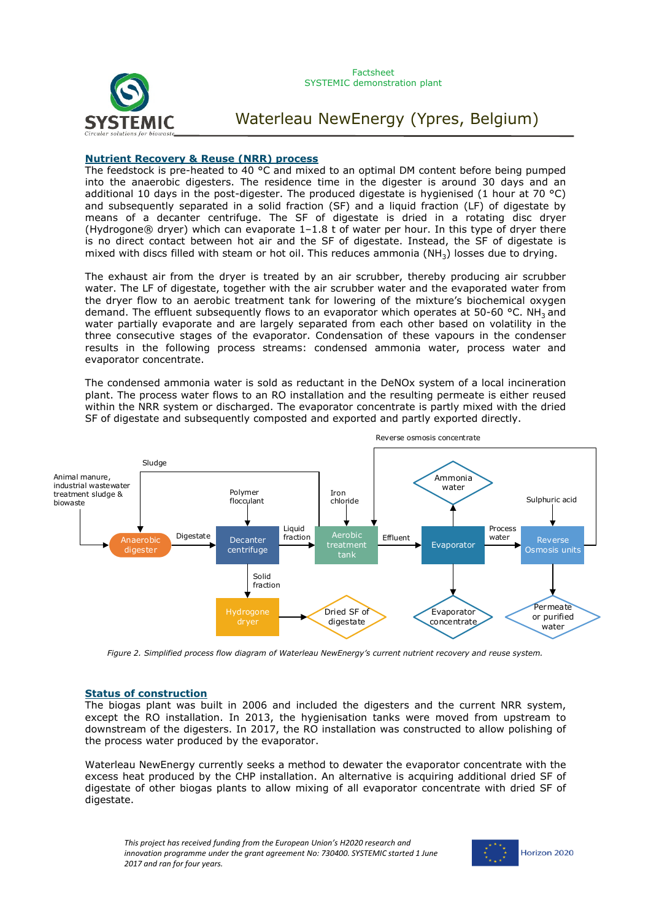## Nutrient Recovery & Reuse (NRR) process

The feedstock is pre-heated to 40 °C and mixed to an optimal DM content before being pumped into the anaerobic digesters. The residence time in the digester is around 30 days and an additional 10 days in the post-digester. The produced digestate is hygienised (1 hour at 70 °C) and subsequently separated in a solid fraction (SF) and a liquid fraction (LF) of digestate by means of a decanter centrifuge. The SF of digestate is dried in a rotating disc dryer (Hydrogone® dryer) which can evaporate 1–1.8 t of water per hour. In this type of dryer there is no direct contact between hot air and the SF of digestate. Instead, the SF of digestate is mixed with discs filled with steam or hot oil. This reduces ammonia ($NH_3$) losses due to drying.

The exhaust air from the dryer is treated by an air scrubber, thereby producing air scrubber water. The LF of digestate, together with the air scrubber water and the evaporated water from the dryer flow to an aerobic treatment tank for lowering of the mixture's biochemical oxygen demand. The effluent subsequently flows to an evaporator which operates at 50-60 °C. $NH_3$ and water partially evaporate and are largely separated from each other based on volatility in the three consecutive stages of the evaporator. Condensation of these vapours in the condenser results in the following process streams: condensed ammonia water, process water and evaporator concentrate.

The condensed ammonia water is sold as reductant in the DeNOx system of a local incineration plant. The process water flows to an RO installation and the resulting permeate is either reused within the NRR system or discharged. The evaporator concentrate is partly mixed with the dried SF of digestate and subsequently composted and exported and partly exported directly.

*Figure 2. Simplified process flow diagram of Waterleau NewEnergy's current nutrient recovery and reuse system.*

## Status of construction

The biogas plant was built in 2006 and included the digesters and the current NRR system, except the RO installation. In 2013, the hygienisation tanks were moved from upstream to downstream of the digesters. In 2017, the RO installation was constructed to allow polishing of the process water produced by the evaporator.

Waterleau NewEnergy currently seeks a method to dewater the evaporator concentrate with the excess heat produced by the CHP installation. An alternative is acquiring additional dried SF of digestate of other biogas plants to allow mixing of all evaporator concentrate with dried SF of digestate.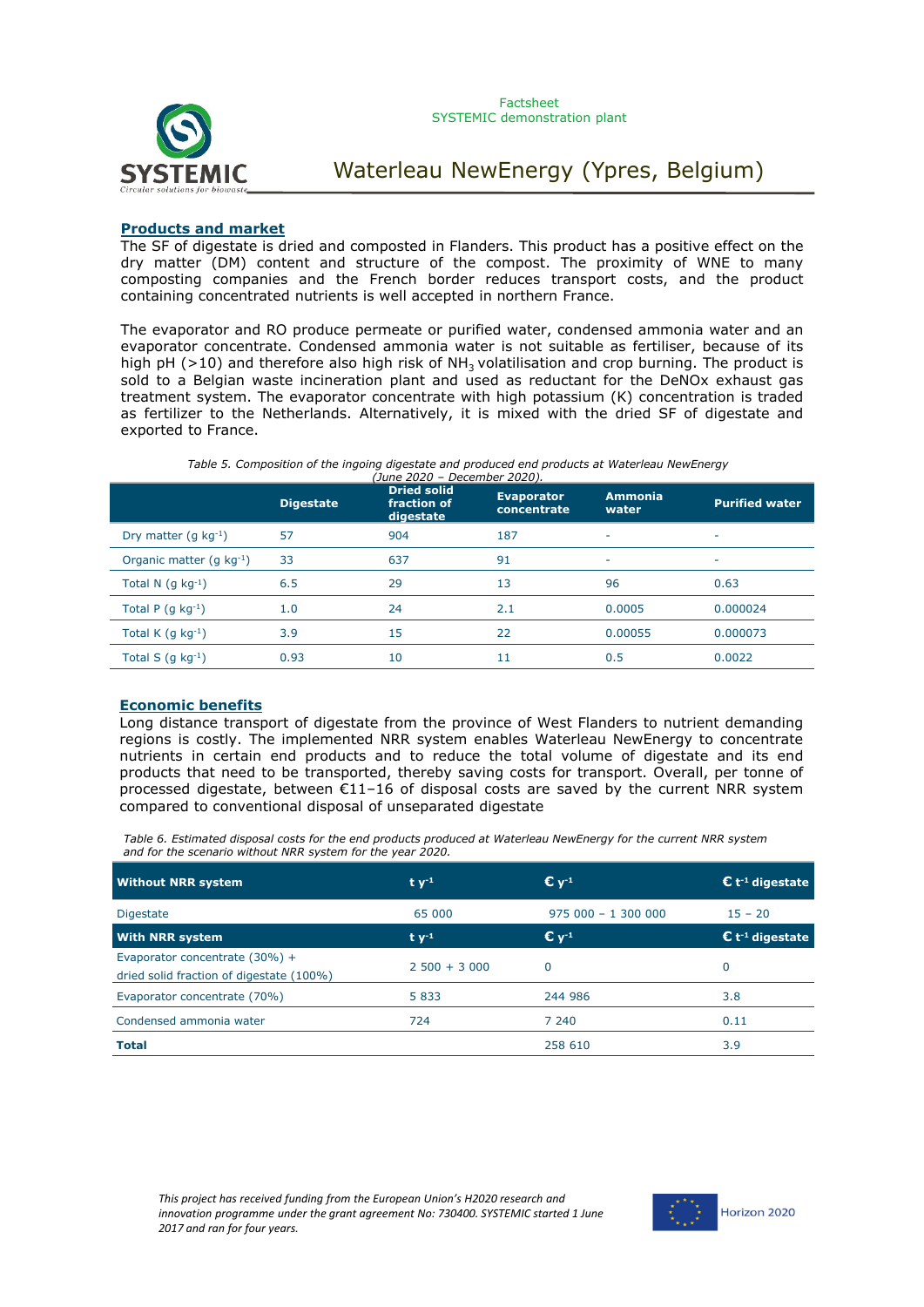## Products and market

The SF of digestate is dried and composted in Flanders. This product has a positive effect on the dry matter (DM) content and structure of the compost. The proximity of WNE to many composting companies and the French border reduces transport costs, and the product containing concentrated nutrients is well accepted in northern France.

The evaporator and RO produce permeate or purified water, condensed ammonia water and an evaporator concentrate. Condensed ammonia water is not suitable as fertiliser, because of its high pH (>10) and therefore also high risk of $NH_3$ volatilisation and crop burning. The product is sold to a Belgian waste incineration plant and used as reductant for the DeNOx exhaust gas treatment system. The evaporator concentrate with high potassium (K) concentration is traded as fertilizer to the Netherlands. Alternatively, it is mixed with the dried SF of digestate and exported to France.

*Table 5. Composition of the ingoing digestate and produced end products at Waterleau NewEnergy (June 2020 – December 2020).*

| | Digestate | Dried solid fraction of digestate | Evaporator concentrate | Ammonia water | Purified water |
|---|---|---|---|---|---|
| Dry matter (g kg$^{-1}$) | 57 | 904 | 187 | - | - |
| Organic matter (g kg$^{-1}$) | 33 | 637 | 91 | - | - |
| Total N (g kg$^{-1}$) | 6.5 | 29 | 13 | 96 | 0.63 |
| Total P (g kg$^{-1}$) | 1.0 | 24 | 2.1 | 0.0005 | 0.000024 |
| Total K (g kg$^{-1}$) | 3.9 | 15 | 22 | 0.00055 | 0.000073 |
| Total S (g kg$^{-1}$) | 0.93 | 10 | 11 | 0.5 | 0.0022 |

## Economic benefits

Long distance transport of digestate from the province of West Flanders to nutrient demanding regions is costly. The implemented NRR system enables Waterleau NewEnergy to concentrate nutrients in certain end products and to reduce the total volume of digestate and its end products that need to be transported, thereby saving costs for transport. Overall, per tonne of processed digestate, between €11–16 of disposal costs are saved by the current NRR system compared to conventional disposal of unseparated digestate

*Table 6. Estimated disposal costs for the end products produced at Waterleau NewEnergy for the current NRR system and for the scenario without NRR system for the year 2020.*

| **Without NRR system** | **t y$^{-1}$** | **€ y$^{-1}$** | **€ t$^{-1}$ digestate** |
|---|---|---|---|
| Digestate | 65 000 | 975 000 – 1 300 000 | 15 – 20 |
| **With NRR system** | **t y$^{-1}$** | **€ y$^{-1}$** | **€ t$^{-1}$ digestate** |
| Evaporator concentrate (30%) + dried solid fraction of digestate (100%) | 2 500 + 3 000 | 0 | 0 |
| Evaporator concentrate (70%) | 5 833 | 244 986 | 3.8 |
| Condensed ammonia water | 724 | 7 240 | 0.11 |
| **Total** | | 258 610 | 3.9 |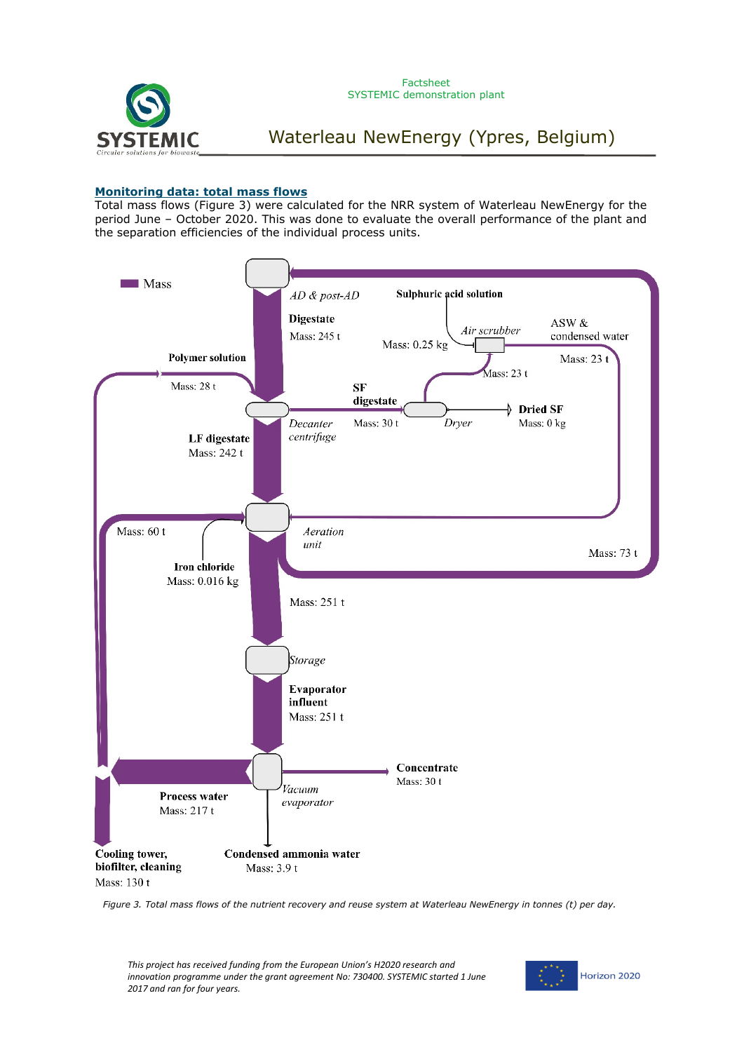## Monitoring data: total mass flows

Total mass flows (Figure 3) were calculated for the NRR system of Waterleau NewEnergy for the period June – October 2020. This was done to evaluate the overall performance of the plant and the separation efficiencies of the individual process units.

Mass

*AD & post-AD*

**Digestate**
Mass: 245 t

**Sulphuric acid solution**
Mass: 0.25 kg

*Air scrubber*

**ASW & condensed water**
Mass: 23 t

Mass: 23 t

**Polymer solution**
Mass: 28 t

**SF digestate**
Mass: 30 t

*Decanter centrifuge*

*Dryer*

**Dried SF**
Mass: 0 kg

**LF digestate**
Mass: 242 t

Mass: 60 t

*Aeration unit*

Mass: 73 t

**Iron chloride**
Mass: 0.016 kg

Mass: 251 t

*Storage*

**Evaporator influent**
Mass: 251 t

**Concentrate**
Mass: 30 t

*Vacuum evaporator*

**Process water**
Mass: 217 t

**Cooling tower, biofilter, cleaning**
Mass: 130 t

**Condensed ammonia water**
Mass: 3.9 t

*Figure 3. Total mass flows of the nutrient recovery and reuse system at Waterleau NewEnergy in tonnes (t) per day.*

*This project has received funding from the European Union's H2020 research and innovation programme under the grant agreement No: 730400. SYSTEMIC started 1 June 2017 and ran for four years.*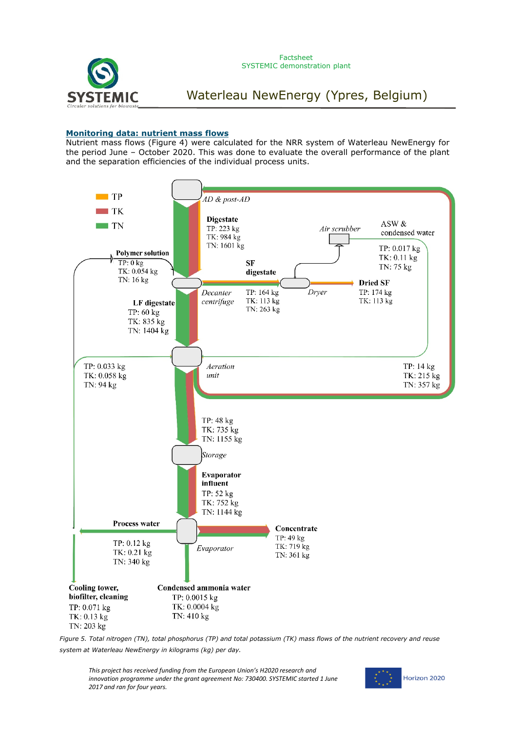## Monitoring data: nutrient mass flows

Nutrient mass flows (Figure 4) were calculated for the NRR system of Waterleau NewEnergy for the period June – October 2020. This was done to evaluate the overall performance of the plant and the separation efficiencies of the individual process units.

TP

TK

TN

*AD & post-AD*

**Digestate**
TP: 223 kg
TK: 984 kg
TN: 1601 kg

*Air scrubber*

ASW &
condensed water
TP: 0.017 kg
TK: 0.11 kg
TN: 75 kg

**Polymer solution**
TP: 0 kg
TK: 0.054 kg
TN: 16 kg

**SF digestate**
TP: 164 kg
TK: 113 kg
TN: 263 kg

*Decanter centrifuge*

*Dryer*

**Dried SF**
TP: 174 kg
TK: 113 kg

**LF digestate**
TP: 60 kg
TK: 835 kg
TN: 1404 kg

TP: 0.033 kg
TK: 0.058 kg
TN: 94 kg

*Aeration unit*

TP: 14 kg
TK: 215 kg
TN: 357 kg

TP: 48 kg
TK: 735 kg
TN: 1155 kg

*Storage*

**Evaporator influent**
TP: 52 kg
TK: 752 kg
TN: 1144 kg

**Process water**
TP: 0.12 kg
TK: 0.21 kg
TN: 340 kg

*Evaporator*

**Concentrate**
TP: 49 kg
TK: 719 kg
TN: 361 kg

**Cooling tower, biofilter, cleaning**
TP: 0.071 kg
TK: 0.13 kg
TN: 203 kg

**Condensed ammonia water**
TP: 0.0015 kg
TK: 0.0004 kg
TN: 410 kg

*Figure 5. Total nitrogen (TN), total phosphorus (TP) and total potassium (TK) mass flows of the nutrient recovery and reuse system at Waterleau NewEnergy in kilograms (kg) per day.*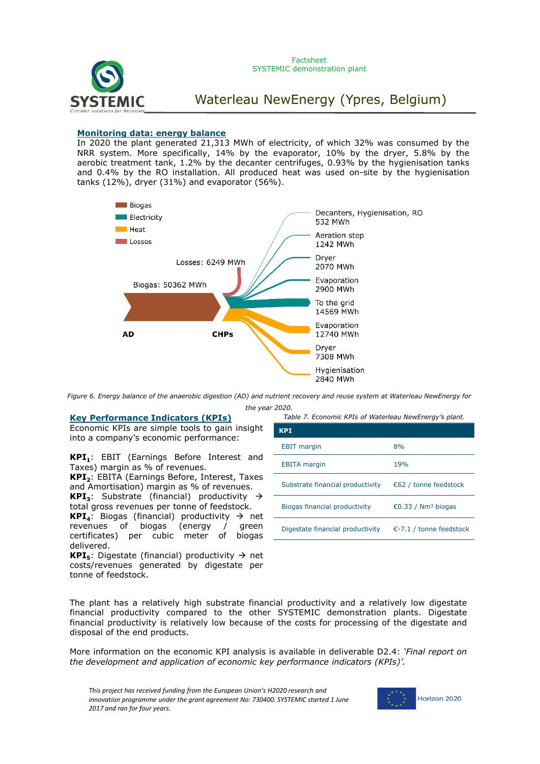Factsheet
SYSTEMIC demonstration plant

# Waterleau NewEnergy (Ypres, Belgium)

## Monitoring data: energy balance

In 2020 the plant generated 21,313 MWh of electricity, of which 32% was consumed by the NRR system. More specifically, 14% by the evaporator, 10% by the dryer, 5.8% by the aerobic treatment tank, 1.2% by the decanter centrifuges, 0.93% by the hygienisation tanks and 0.4% by the RO installation. All produced heat was used on-site by the hygienisation tanks (12%), dryer (31%) and evaporator (56%).

Biogas
Electricity
Heat
Losses

Losses: 6249 MWh
Biogas: 50362 MWh
AD
CHPs

Decanters, Hygienisation, RO
532 MWh
Aeration step
1242 MWh
Dryer
2070 MWh
Evaporation
2900 MWh
To the grid
14569 MWh
Evaporation
12740 MWh
Dryer
7308 MWh
Hygienisation
2840 MWh

*Figure 6. Energy balance of the anaerobic digestion (AD) and nutrient recovery and reuse system at Waterleau NewEnergy for the year 2020.*

## Key Performance Indicators (KPIs)

Economic KPIs are simple tools to gain insight into a company's economic performance:

**KPI$_1$**: EBIT (Earnings Before Interest and Taxes) margin as % of revenues.
**KPI$_2$**: EBITA (Earnings Before, Interest, Taxes and Amortisation) margin as % of revenues.
**KPI$_3$**: Substrate (financial) productivity → total gross revenues per tonne of feedstock.
**KPI$_4$**: Biogas (financial) productivity → net revenues of biogas (energy / green certificates) per cubic meter of biogas delivered.
**KPI$_5$**: Digestate (financial) productivity → net costs/revenues generated by digestate per tonne of feedstock.

*Table 7. Economic KPIs of Waterleau NewEnergy's plant.*

| KPI | |
|---|---|
| EBIT margin | 8% |
| EBITA margin | 19% |
| Substrate financial productivity | €62 / tonne feedstock |
| Biogas financial productivity | €0.33 / Nm³ biogas |
| Digestate financial productivity | €-7.1 / tonne feedstock |

The plant has a relatively high substrate financial productivity and a relatively low digestate financial productivity compared to the other SYSTEMIC demonstration plants. Digestate financial productivity is relatively low because of the costs for processing of the digestate and disposal of the end products.

More information on the economic KPI analysis is available in deliverable D2.4: *'Final report on the development and application of economic key performance indicators (KPIs)'.*

*This project has received funding from the European Union's H2020 research and innovation programme under the grant agreement No: 730400. SYSTEMIC started 1 June 2017 and ran for four years.*

Horizon 2020